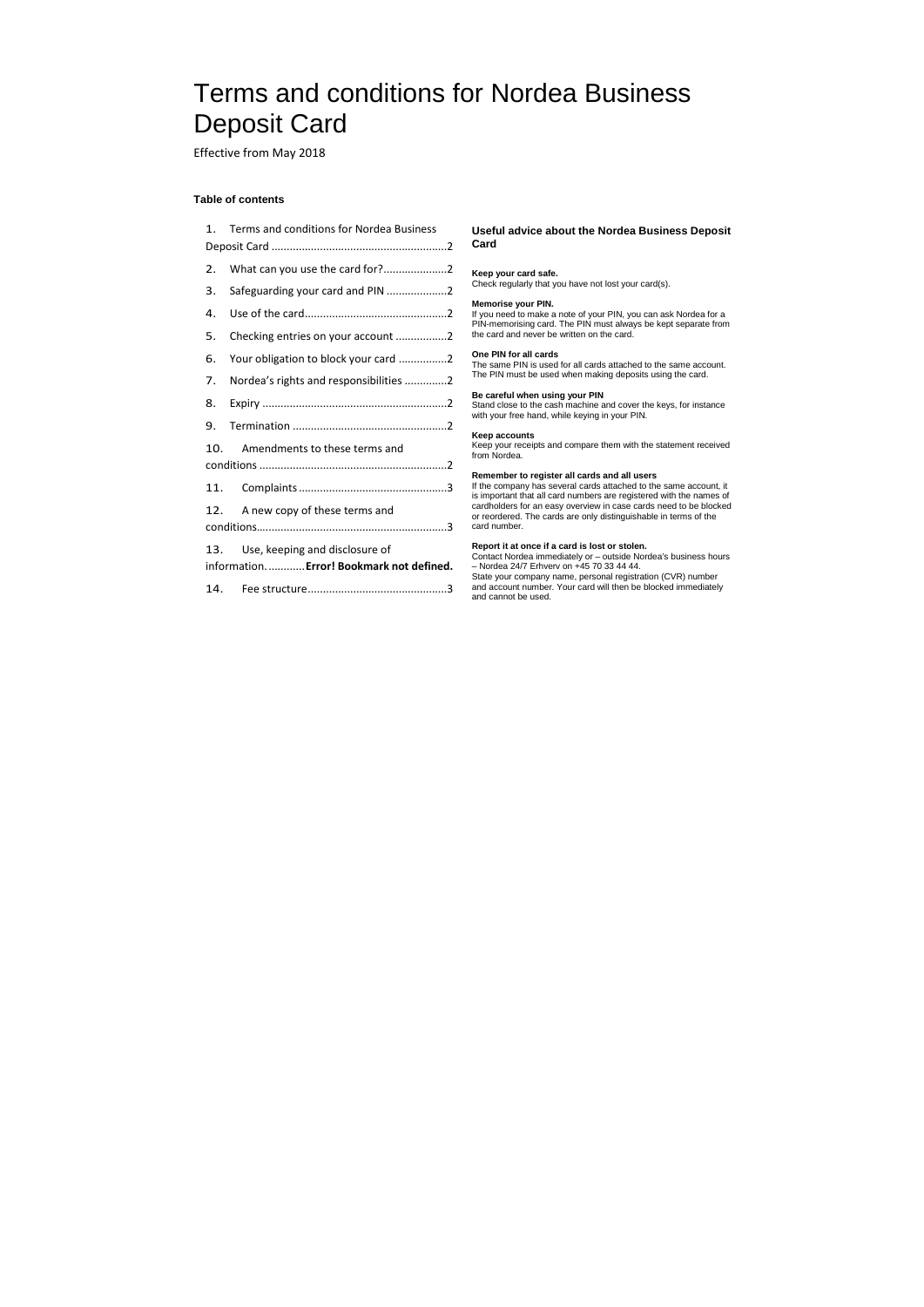# Terms and conditions for Nordea Business Deposit Card

Effective from May 2018

**Table of contents**

1. Terms and conditions for Nordea Business Deposit Card ........................................................2
2. What can you use the card for?....................2
3. Safeguarding your card and PIN ...................2
4. Use of the card..............................................2
5. Checking entries on your account ................2
6. Your obligation to block your card ...............2
7. Nordea's rights and responsibilities .............2
8. Expiry ...........................................................2
9. Termination ..................................................2
10. Amendments to these terms and conditions ..............................................................2
11. Complaints ................................................3
12. A new copy of these terms and conditions….........................................................3
13. Use, keeping and disclosure of information.............**Error! Bookmark not defined.**
14. Fee structure.............................................3

## Useful advice about the Nordea Business Deposit Card

**Keep your card safe.**
Check regularly that you have not lost your card(s).

**Memorise your PIN.**
If you need to make a note of your PIN, you can ask Nordea for a PIN-memorising card. The PIN must always be kept separate from the card and never be written on the card.

**One PIN for all cards**
The same PIN is used for all cards attached to the same account. The PIN must be used when making deposits using the card.

**Be careful when using your PIN**
Stand close to the cash machine and cover the keys, for instance with your free hand, while keying in your PIN.

**Keep accounts**
Keep your receipts and compare them with the statement received from Nordea.

**Remember to register all cards and all users**
If the company has several cards attached to the same account, it is important that all card numbers are registered with the names of cardholders for an easy overview in case cards need to be blocked or reordered. The cards are only distinguishable in terms of the card number.

**Report it at once if a card is lost or stolen.**
Contact Nordea immediately or – outside Nordea's business hours – Nordea 24/7 Erhverv on +45 70 33 44 44.
State your company name, personal registration (CVR) number and account number. Your card will then be blocked immediately and cannot be used.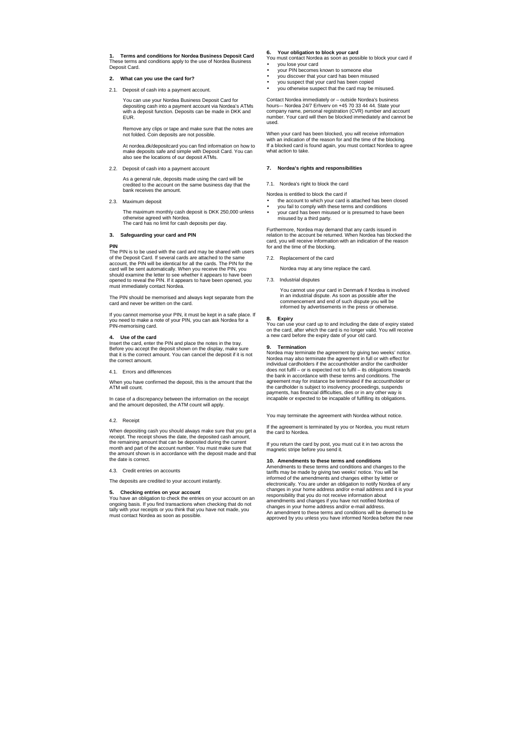## 1. Terms and conditions for Nordea Business Deposit Card

These terms and conditions apply to the use of Nordea Business Deposit Card.

## 2. What can you use the card for?

2.1. Deposit of cash into a payment account.

You can use your Nordea Business Deposit Card for depositing cash into a payment account via Nordea's ATMs with a deposit function. Deposits can be made in DKK and EUR.

Remove any clips or tape and make sure that the notes are not folded. Coin deposits are not possible.

At nordea.dk/depositcard you can find information on how to make deposits safe and simple with Deposit Card. You can also see the locations of our deposit ATMs.

2.2. Deposit of cash into a payment account

As a general rule, deposits made using the card will be credited to the account on the same business day that the bank receives the amount.

2.3. Maximum deposit

The maximum monthly cash deposit is DKK 250,000 unless otherwise agreed with Nordea.
The card has no limit for cash deposits per day.

## 3. Safeguarding your card and PIN

**PIN**

The PIN is to be used with the card and may be shared with users of the Deposit Card. If several cards are attached to the same account, the PIN will be identical for all the cards. The PIN for the card will be sent automatically. When you receive the PIN, you should examine the letter to see whether it appears to have been opened to reveal the PIN. If it appears to have been opened, you must immediately contact Nordea.

The PIN should be memorised and always kept separate from the card and never be written on the card.

If you cannot memorise your PIN, it must be kept in a safe place. If you need to make a note of your PIN, you can ask Nordea for a PIN-memorising card.

## 4. Use of the card

Insert the card, enter the PIN and place the notes in the tray. Before you accept the deposit shown on the display, make sure that it is the correct amount. You can cancel the deposit if it is not the correct amount.

4.1. Errors and differences

When you have confirmed the deposit, this is the amount that the ATM will count.

In case of a discrepancy between the information on the receipt and the amount deposited, the ATM count will apply.

4.2. Receipt

When depositing cash you should always make sure that you get a receipt. The receipt shows the date, the deposited cash amount, the remaining amount that can be deposited during the current month and part of the account number. You must make sure that the amount shown is in accordance with the deposit made and that the date is correct.

4.3. Credit entries on accounts

The deposits are credited to your account instantly.

## 5. Checking entries on your account

You have an obligation to check the entries on your account on an ongoing basis. If you find transactions when checking that do not tally with your receipts or you think that you have not made, you must contact Nordea as soon as possible.

## 6. Your obligation to block your card

You must contact Nordea as soon as possible to block your card if

- you lose your card
- your PIN becomes known to someone else
- you discover that your card has been misused
- you suspect that your card has been copied
- you otherwise suspect that the card may be misused.

Contact Nordea immediately or – outside Nordea's business hours— Nordea 24/7 Erhverv on +45 70 33 44 44. State your company name, personal registration (CVR) number and account number. Your card will then be blocked immediately and cannot be used.

When your card has been blocked, you will receive information with an indication of the reason for and the time of the blocking. If a blocked card is found again, you must contact Nordea to agree what action to take.

## 7. Nordea's rights and responsibilities

7.1. Nordea's right to block the card

Nordea is entitled to block the card if

- the account to which your card is attached has been closed
- you fail to comply with these terms and conditions
- your card has been misused or is presumed to have been misused by a third party.

Furthermore, Nordea may demand that any cards issued in relation to the account be returned. When Nordea has blocked the card, you will receive information with an indication of the reason for and the time of the blocking.

7.2. Replacement of the card

Nordea may at any time replace the card.

7.3. Industrial disputes

You cannot use your card in Denmark if Nordea is involved in an industrial dispute. As soon as possible after the commencement and end of such dispute you will be informed by advertisements in the press or otherwise.

## 8. Expiry

You can use your card up to and including the date of expiry stated on the card, after which the card is no longer valid. You will receive a new card before the expiry date of your old card.

## 9. Termination

Nordea may terminate the agreement by giving two weeks' notice. Nordea may also terminate the agreement in full or with effect for individual cardholders if the accountholder and/or the cardholder does not fulfil – or is expected not to fulfil – its obligations towards the bank in accordance with these terms and conditions. The agreement may for instance be terminated if the accountholder or the cardholder is subject to insolvency proceedings, suspends payments, has financial difficulties, dies or in any other way is incapable or expected to be incapable of fulfilling its obligations.

You may terminate the agreement with Nordea without notice.

If the agreement is terminated by you or Nordea, you must return the card to Nordea.

If you return the card by post, you must cut it in two across the magnetic stripe before you send it.

## 10. Amendments to these terms and conditions

Amendments to these terms and conditions and changes to the tariffs may be made by giving two weeks' notice. You will be informed of the amendments and changes either by letter or electronically. You are under an obligation to notify Nordea of any changes in your home address and/or e-mail address and it is your responsibility that you do not receive information about amendments and changes if you have not notified Nordea of changes in your home address and/or e-mail address.
An amendment to these terms and conditions will be deemed to be approved by you unless you have informed Nordea before the new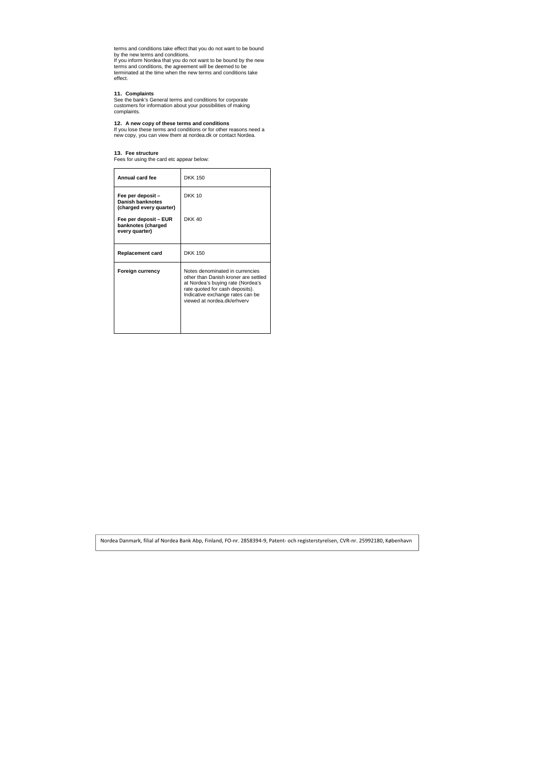terms and conditions take effect that you do not want to be bound by the new terms and conditions.
If you inform Nordea that you do not want to be bound by the new terms and conditions, the agreement will be deemed to be terminated at the time when the new terms and conditions take effect.

### 11. Complaints

See the bank's General terms and conditions for corporate customers for information about your possibilities of making complaints.

### 12. A new copy of these terms and conditions

If you lose these terms and conditions or for other reasons need a new copy, you can view them at nordea.dk or contact Nordea.

### 13. Fee structure

Fees for using the card etc appear below:

| | |
|---|---|
| **Annual card fee** | DKK 150 |
| **Fee per deposit – Danish banknotes (charged every quarter)** | DKK 10 |
| **Fee per deposit – EUR banknotes (charged every quarter)** | DKK 40 |
| **Replacement card** | DKK 150 |
| **Foreign currency** | Notes denominated in currencies other than Danish kroner are settled at Nordea's buying rate (Nordea's rate quoted for cash deposits). Indicative exchange rates can be viewed at nordea.dk/erhverv |

Nordea Danmark, filial af Nordea Bank Abp, Finland, FO-nr. 2858394-9, Patent- och registerstyrelsen, CVR-nr. 25992180, København